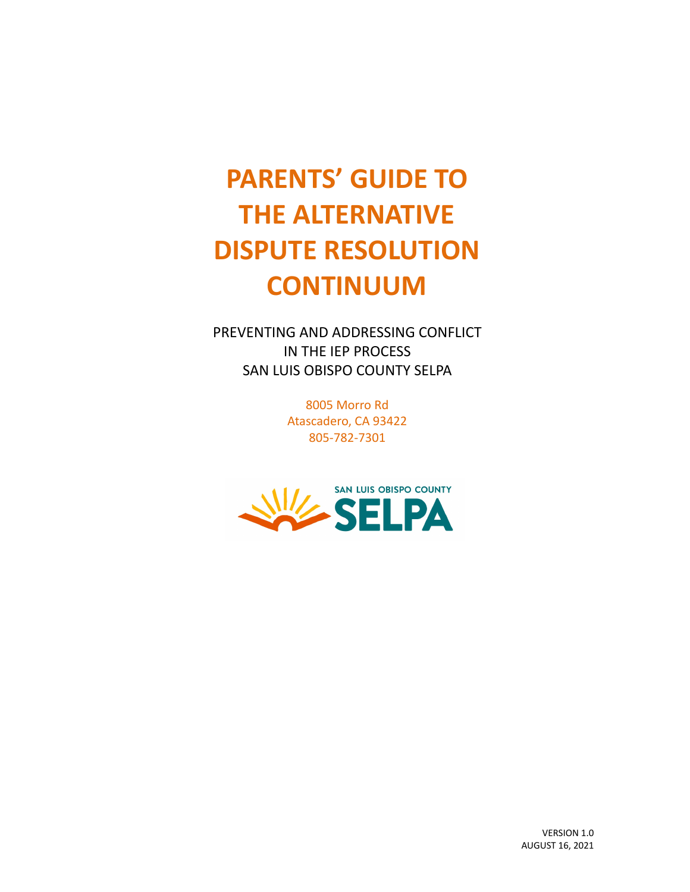# PARENTS' GUIDE TO THE ALTERNATIVE DISPUTE RESOLUTION CONTINUUM

PREVENTING AND ADDRESSING CONFLICT
IN THE IEP PROCESS
SAN LUIS OBISPO COUNTY SELPA

8005 Morro Rd
Atascadero, CA 93422
805-782-7301

SAN LUIS OBISPO COUNTY
SELPA

VERSION 1.0
AUGUST 16, 2021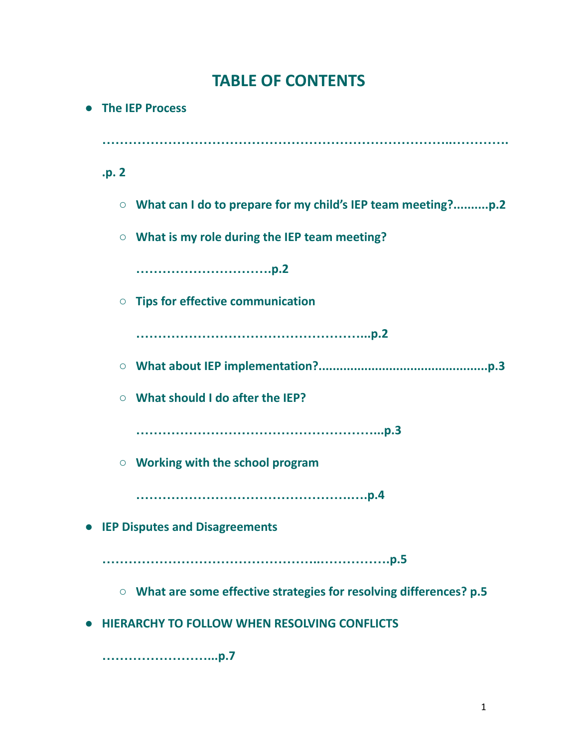# TABLE OF CONTENTS

- **The IEP Process ………………………………………………………………………..………….p. 2**
  - **What can I do to prepare for my child's IEP team meeting?..........p.2**
  - **What is my role during the IEP team meeting? …………………………p.2**
  - **Tips for effective communication ……………………………………………..p.2**
  - **What about IEP implementation?..............................................p.3**
  - **What should I do after the IEP? ………………………………………………..p.3**
  - **Working with the school program ……………………………………….……p.4**
- **IEP Disputes and Disagreements ……………………………………….…………….p.5**
  - **What are some effective strategies for resolving differences? p.5**
- **HIERARCHY TO FOLLOW WHEN RESOLVING CONFLICTS ……………………..p.7**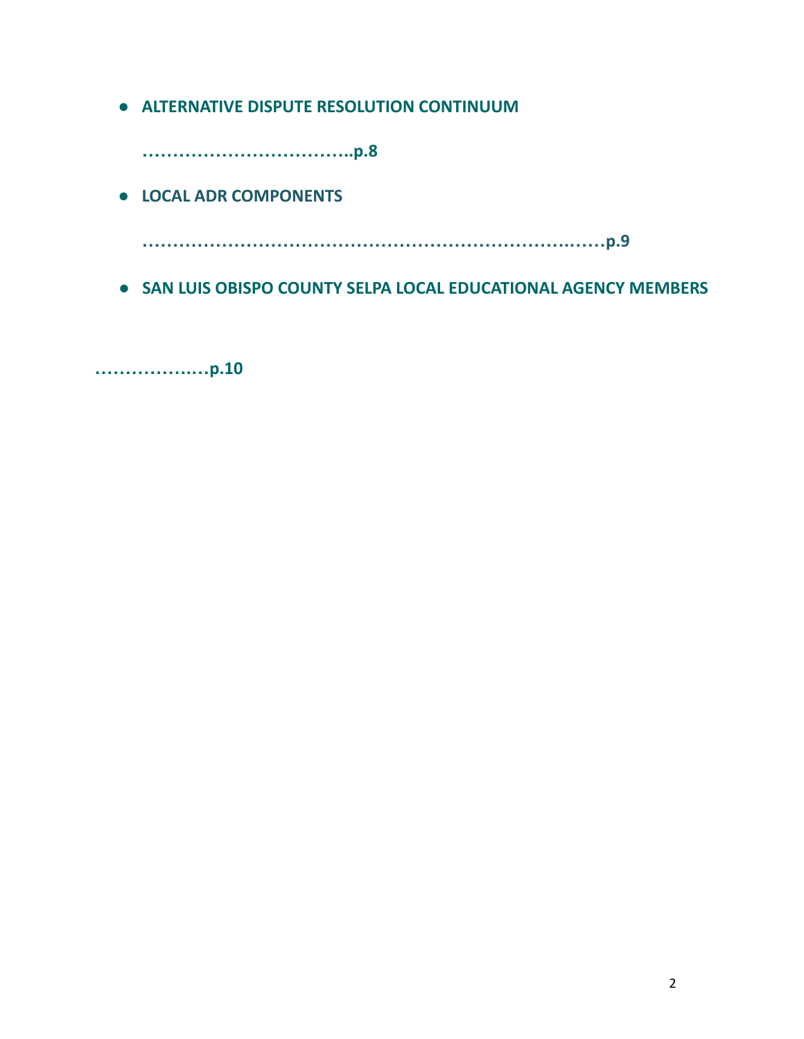- **ALTERNATIVE DISPUTE RESOLUTION CONTINUUM**

  **……………………………..p.8**

- **LOCAL ADR COMPONENTS**

  **……………………………………………………………….……p.9**

- **SAN LUIS OBISPO COUNTY SELPA LOCAL EDUCATIONAL AGENCY MEMBERS**

**…………….…p.10**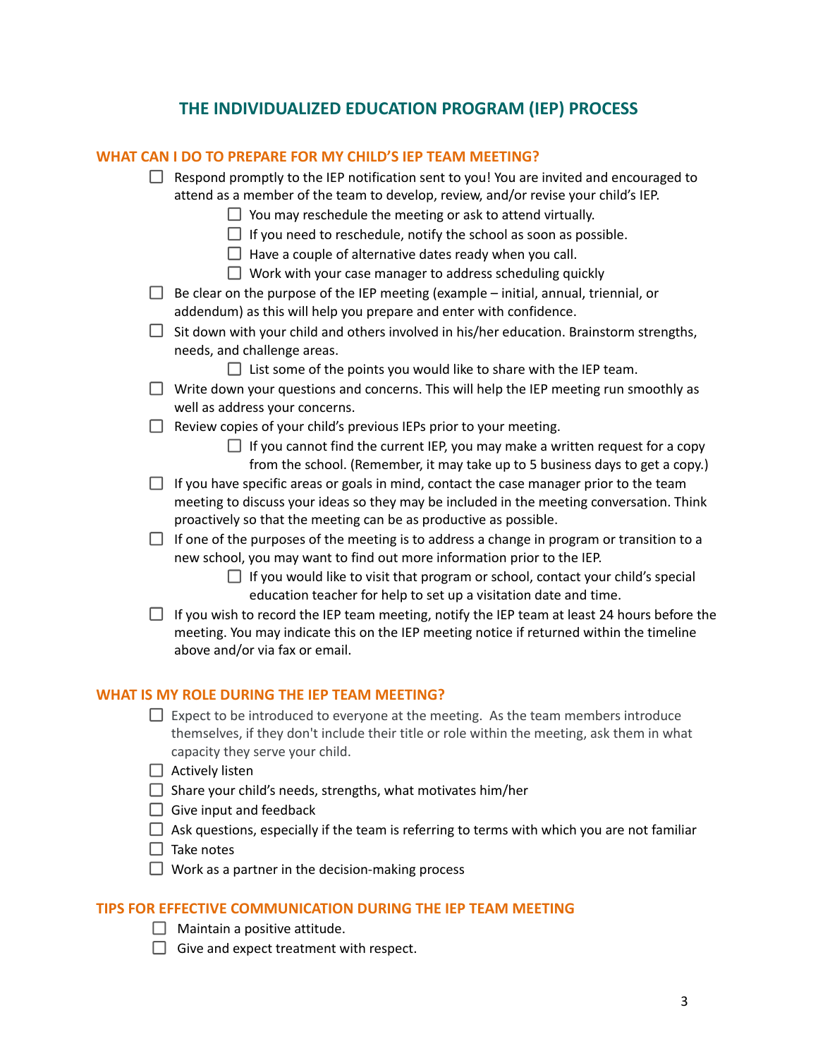# THE INDIVIDUALIZED EDUCATION PROGRAM (IEP) PROCESS

## WHAT CAN I DO TO PREPARE FOR MY CHILD'S IEP TEAM MEETING?

- ☐ Respond promptly to the IEP notification sent to you! You are invited and encouraged to attend as a member of the team to develop, review, and/or revise your child's IEP.
  - ☐ You may reschedule the meeting or ask to attend virtually.
  - ☐ If you need to reschedule, notify the school as soon as possible.
  - ☐ Have a couple of alternative dates ready when you call.
  - ☐ Work with your case manager to address scheduling quickly
- ☐ Be clear on the purpose of the IEP meeting (example – initial, annual, triennial, or addendum) as this will help you prepare and enter with confidence.
- ☐ Sit down with your child and others involved in his/her education. Brainstorm strengths, needs, and challenge areas.
  - ☐ List some of the points you would like to share with the IEP team.
- ☐ Write down your questions and concerns. This will help the IEP meeting run smoothly as well as address your concerns.
- ☐ Review copies of your child's previous IEPs prior to your meeting.
  - ☐ If you cannot find the current IEP, you may make a written request for a copy from the school. (Remember, it may take up to 5 business days to get a copy.)
- ☐ If you have specific areas or goals in mind, contact the case manager prior to the team meeting to discuss your ideas so they may be included in the meeting conversation. Think proactively so that the meeting can be as productive as possible.
- ☐ If one of the purposes of the meeting is to address a change in program or transition to a new school, you may want to find out more information prior to the IEP.
  - ☐ If you would like to visit that program or school, contact your child's special education teacher for help to set up a visitation date and time.
- ☐ If you wish to record the IEP team meeting, notify the IEP team at least 24 hours before the meeting. You may indicate this on the IEP meeting notice if returned within the timeline above and/or via fax or email.

## WHAT IS MY ROLE DURING THE IEP TEAM MEETING?

- ☐ Expect to be introduced to everyone at the meeting. As the team members introduce themselves, if they don't include their title or role within the meeting, ask them in what capacity they serve your child.
- ☐ Actively listen
- ☐ Share your child's needs, strengths, what motivates him/her
- ☐ Give input and feedback
- ☐ Ask questions, especially if the team is referring to terms with which you are not familiar
- ☐ Take notes
- ☐ Work as a partner in the decision-making process

## TIPS FOR EFFECTIVE COMMUNICATION DURING THE IEP TEAM MEETING

- ☐ Maintain a positive attitude.
- ☐ Give and expect treatment with respect.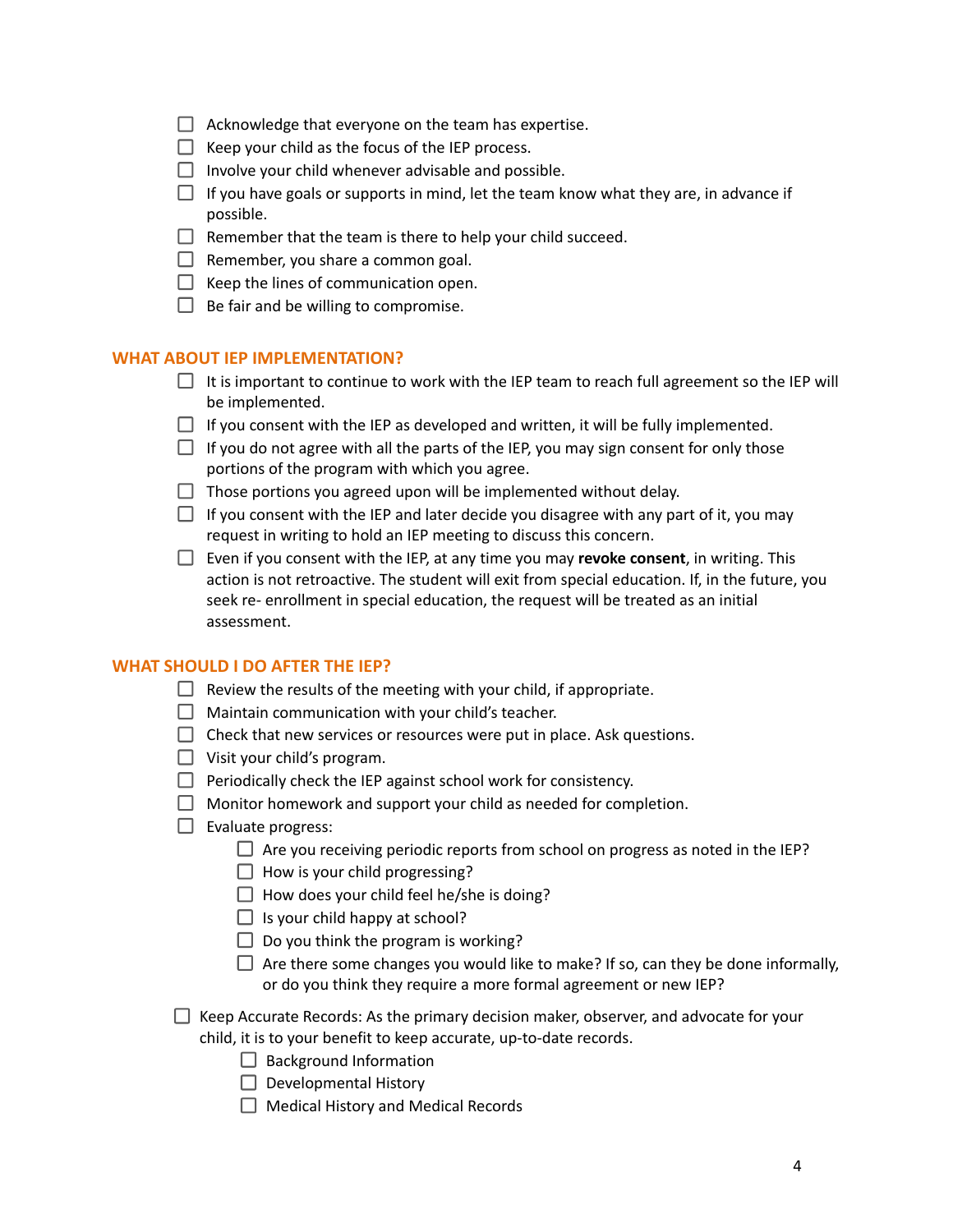- [ ] Acknowledge that everyone on the team has expertise.
- [ ] Keep your child as the focus of the IEP process.
- [ ] Involve your child whenever advisable and possible.
- [ ] If you have goals or supports in mind, let the team know what they are, in advance if possible.
- [ ] Remember that the team is there to help your child succeed.
- [ ] Remember, you share a common goal.
- [ ] Keep the lines of communication open.
- [ ] Be fair and be willing to compromise.

## WHAT ABOUT IEP IMPLEMENTATION?

- [ ] It is important to continue to work with the IEP team to reach full agreement so the IEP will be implemented.
- [ ] If you consent with the IEP as developed and written, it will be fully implemented.
- [ ] If you do not agree with all the parts of the IEP, you may sign consent for only those portions of the program with which you agree.
- [ ] Those portions you agreed upon will be implemented without delay.
- [ ] If you consent with the IEP and later decide you disagree with any part of it, you may request in writing to hold an IEP meeting to discuss this concern.
- [ ] Even if you consent with the IEP, at any time you may **revoke consent**, in writing. This action is not retroactive. The student will exit from special education. If, in the future, you seek re- enrollment in special education, the request will be treated as an initial assessment.

## WHAT SHOULD I DO AFTER THE IEP?

- [ ] Review the results of the meeting with your child, if appropriate.
- [ ] Maintain communication with your child's teacher.
- [ ] Check that new services or resources were put in place. Ask questions.
- [ ] Visit your child's program.
- [ ] Periodically check the IEP against school work for consistency.
- [ ] Monitor homework and support your child as needed for completion.
- [ ] Evaluate progress:
  - [ ] Are you receiving periodic reports from school on progress as noted in the IEP?
  - [ ] How is your child progressing?
  - [ ] How does your child feel he/she is doing?
  - [ ] Is your child happy at school?
  - [ ] Do you think the program is working?
  - [ ] Are there some changes you would like to make? If so, can they be done informally, or do you think they require a more formal agreement or new IEP?

- [ ] Keep Accurate Records: As the primary decision maker, observer, and advocate for your child, it is to your benefit to keep accurate, up-to-date records.
  - [ ] Background Information
  - [ ] Developmental History
  - [ ] Medical History and Medical Records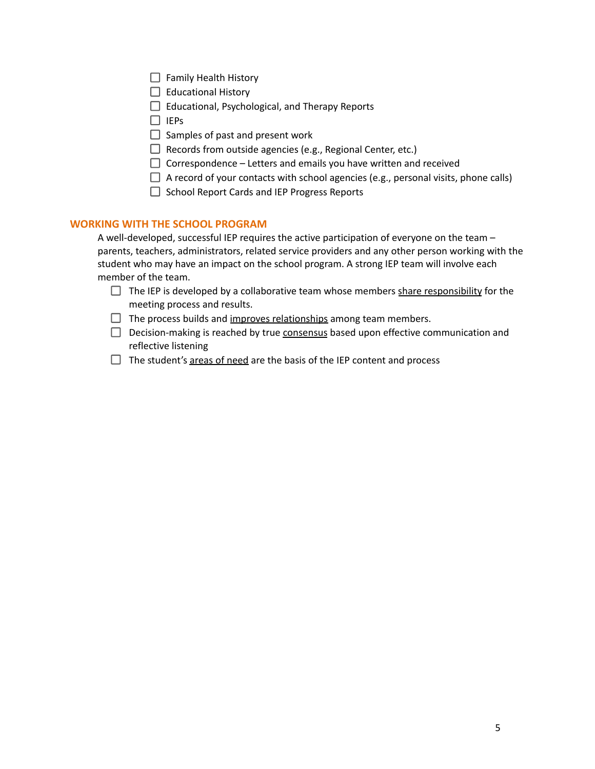- [ ] Family Health History
- [ ] Educational History
- [ ] Educational, Psychological, and Therapy Reports
- [ ] IEPs
- [ ] Samples of past and present work
- [ ] Records from outside agencies (e.g., Regional Center, etc.)
- [ ] Correspondence – Letters and emails you have written and received
- [ ] A record of your contacts with school agencies (e.g., personal visits, phone calls)
- [ ] School Report Cards and IEP Progress Reports

## WORKING WITH THE SCHOOL PROGRAM

A well-developed, successful IEP requires the active participation of everyone on the team – parents, teachers, administrators, related service providers and any other person working with the student who may have an impact on the school program. A strong IEP team will involve each member of the team.

- [ ] The IEP is developed by a collaborative team whose members <u>share responsibility</u> for the meeting process and results.
- [ ] The process builds and <u>improves relationships</u> among team members.
- [ ] Decision-making is reached by true <u>consensus</u> based upon effective communication and reflective listening
- [ ] The student's <u>areas of need</u> are the basis of the IEP content and process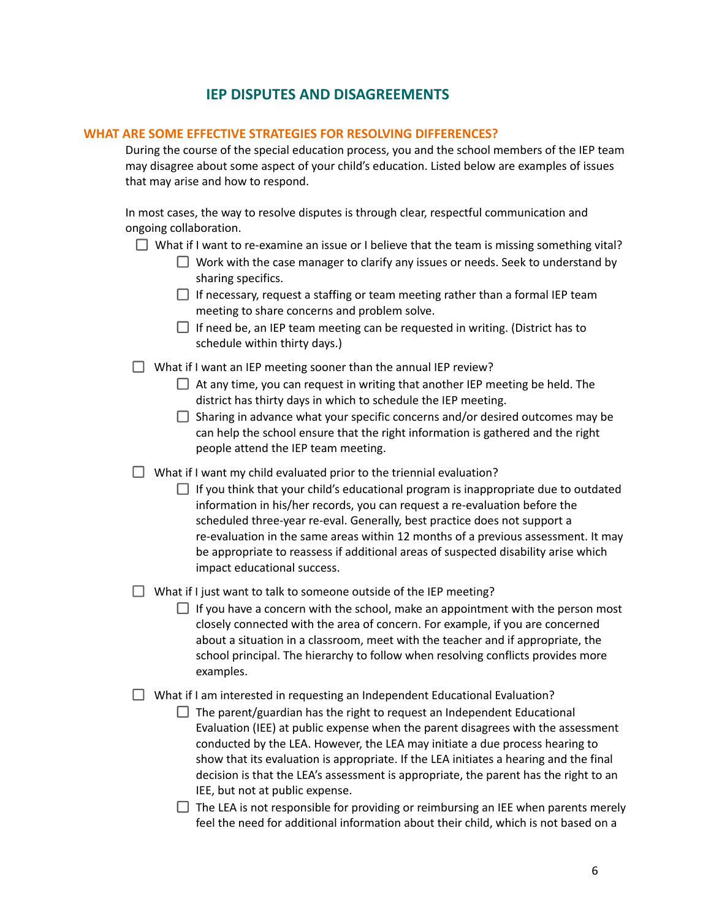# IEP DISPUTES AND DISAGREEMENTS

## WHAT ARE SOME EFFECTIVE STRATEGIES FOR RESOLVING DIFFERENCES?

During the course of the special education process, you and the school members of the IEP team may disagree about some aspect of your child's education. Listed below are examples of issues that may arise and how to respond.

In most cases, the way to resolve disputes is through clear, respectful communication and ongoing collaboration.

- [ ] What if I want to re-examine an issue or I believe that the team is missing something vital?
    - [ ] Work with the case manager to clarify any issues or needs. Seek to understand by sharing specifics.
    - [ ] If necessary, request a staffing or team meeting rather than a formal IEP team meeting to share concerns and problem solve.
    - [ ] If need be, an IEP team meeting can be requested in writing. (District has to schedule within thirty days.)
- [ ] What if I want an IEP meeting sooner than the annual IEP review?
    - [ ] At any time, you can request in writing that another IEP meeting be held. The district has thirty days in which to schedule the IEP meeting.
    - [ ] Sharing in advance what your specific concerns and/or desired outcomes may be can help the school ensure that the right information is gathered and the right people attend the IEP team meeting.
- [ ] What if I want my child evaluated prior to the triennial evaluation?
    - [ ] If you think that your child's educational program is inappropriate due to outdated information in his/her records, you can request a re-evaluation before the scheduled three-year re-eval. Generally, best practice does not support a re-evaluation in the same areas within 12 months of a previous assessment. It may be appropriate to reassess if additional areas of suspected disability arise which impact educational success.
- [ ] What if I just want to talk to someone outside of the IEP meeting?
    - [ ] If you have a concern with the school, make an appointment with the person most closely connected with the area of concern. For example, if you are concerned about a situation in a classroom, meet with the teacher and if appropriate, the school principal. The hierarchy to follow when resolving conflicts provides more examples.
- [ ] What if I am interested in requesting an Independent Educational Evaluation?
    - [ ] The parent/guardian has the right to request an Independent Educational Evaluation (IEE) at public expense when the parent disagrees with the assessment conducted by the LEA. However, the LEA may initiate a due process hearing to show that its evaluation is appropriate. If the LEA initiates a hearing and the final decision is that the LEA's assessment is appropriate, the parent has the right to an IEE, but not at public expense.
    - [ ] The LEA is not responsible for providing or reimbursing an IEE when parents merely feel the need for additional information about their child, which is not based on a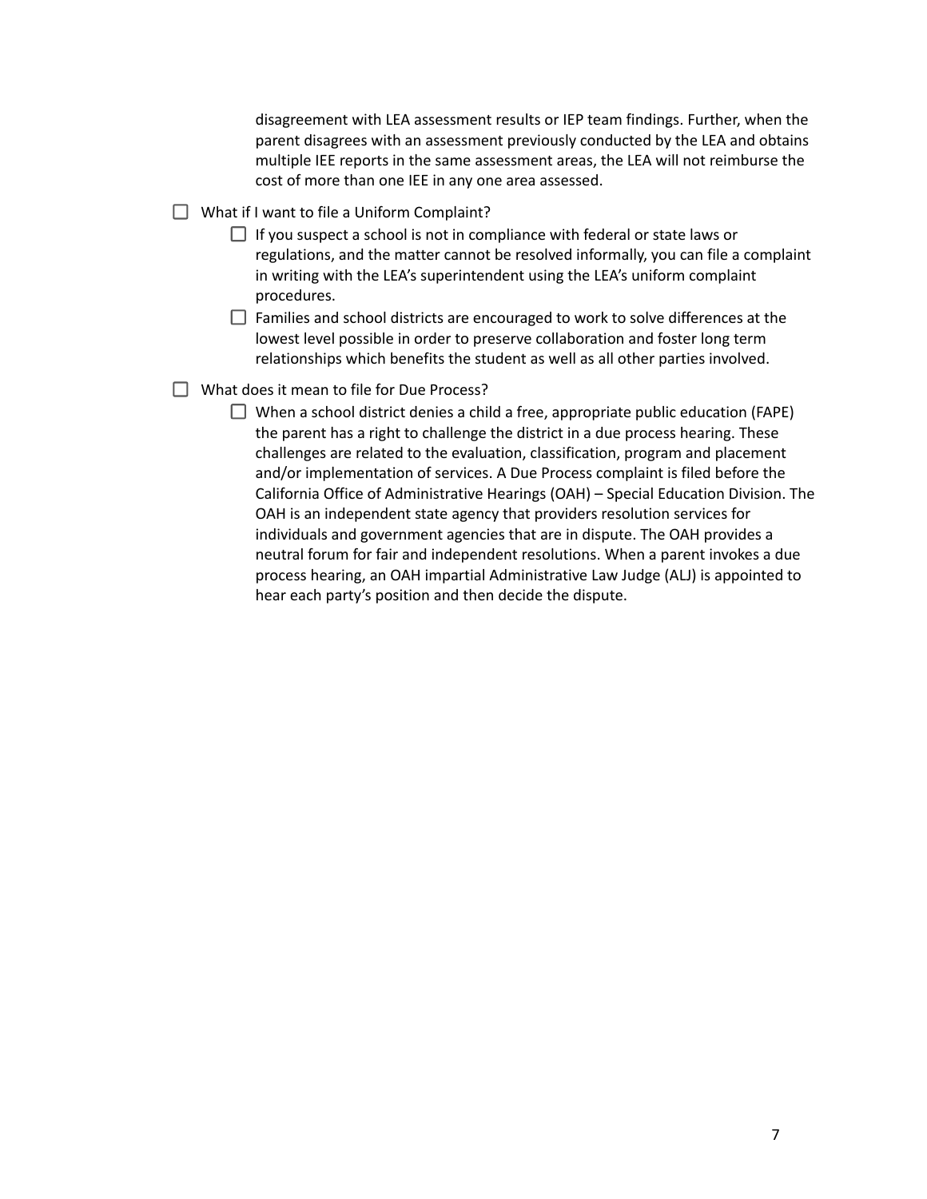disagreement with LEA assessment results or IEP team findings. Further, when the parent disagrees with an assessment previously conducted by the LEA and obtains multiple IEE reports in the same assessment areas, the LEA will not reimburse the cost of more than one IEE in any one area assessed.

- [ ] What if I want to file a Uniform Complaint?
    - [ ] If you suspect a school is not in compliance with federal or state laws or regulations, and the matter cannot be resolved informally, you can file a complaint in writing with the LEA's superintendent using the LEA's uniform complaint procedures.
    - [ ] Families and school districts are encouraged to work to solve differences at the lowest level possible in order to preserve collaboration and foster long term relationships which benefits the student as well as all other parties involved.
- [ ] What does it mean to file for Due Process?
    - [ ] When a school district denies a child a free, appropriate public education (FAPE) the parent has a right to challenge the district in a due process hearing. These challenges are related to the evaluation, classification, program and placement and/or implementation of services. A Due Process complaint is filed before the California Office of Administrative Hearings (OAH) – Special Education Division. The OAH is an independent state agency that providers resolution services for individuals and government agencies that are in dispute. The OAH provides a neutral forum for fair and independent resolutions. When a parent invokes a due process hearing, an OAH impartial Administrative Law Judge (ALJ) is appointed to hear each party's position and then decide the dispute.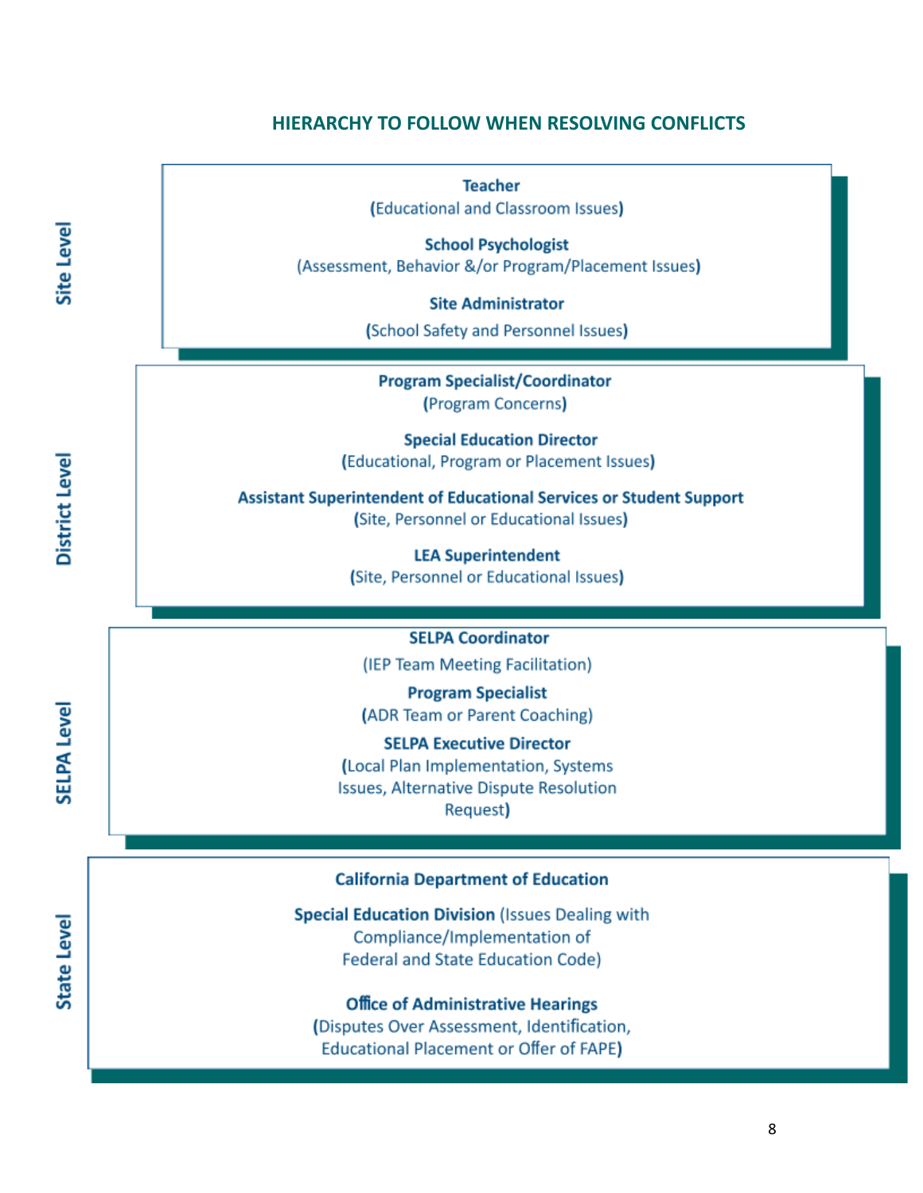## HIERARCHY TO FOLLOW WHEN RESOLVING CONFLICTS

### Site Level

**Teacher**
(Educational and Classroom Issues)

**School Psychologist**
(Assessment, Behavior &/or Program/Placement Issues)

**Site Administrator**
(School Safety and Personnel Issues)

### District Level

**Program Specialist/Coordinator**
(Program Concerns)

**Special Education Director**
(Educational, Program or Placement Issues)

**Assistant Superintendent of Educational Services or Student Support**
(Site, Personnel or Educational Issues)

**LEA Superintendent**
(Site, Personnel or Educational Issues)

### SELPA Level

**SELPA Coordinator**
(IEP Team Meeting Facilitation)

**Program Specialist**
(ADR Team or Parent Coaching)

**SELPA Executive Director**
(Local Plan Implementation, Systems Issues, Alternative Dispute Resolution Request)

### State Level

**California Department of Education**

**Special Education Division** (Issues Dealing with Compliance/Implementation of Federal and State Education Code)

**Office of Administrative Hearings**
(Disputes Over Assessment, Identification, Educational Placement or Offer of FAPE)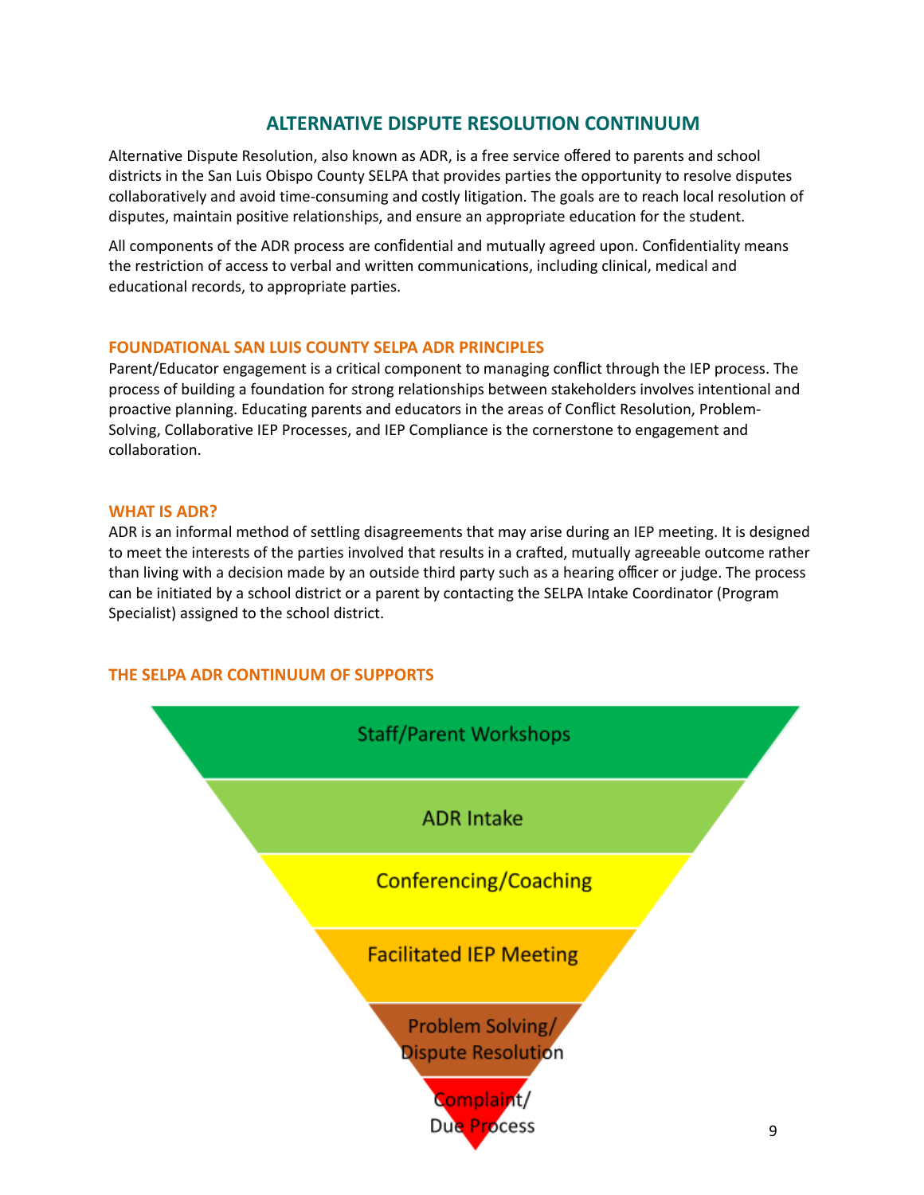## ALTERNATIVE DISPUTE RESOLUTION CONTINUUM

Alternative Dispute Resolution, also known as ADR, is a free service offered to parents and school districts in the San Luis Obispo County SELPA that provides parties the opportunity to resolve disputes collaboratively and avoid time-consuming and costly litigation. The goals are to reach local resolution of disputes, maintain positive relationships, and ensure an appropriate education for the student.

All components of the ADR process are confidential and mutually agreed upon. Confidentiality means the restriction of access to verbal and written communications, including clinical, medical and educational records, to appropriate parties.

### FOUNDATIONAL SAN LUIS COUNTY SELPA ADR PRINCIPLES

Parent/Educator engagement is a critical component to managing conflict through the IEP process. The process of building a foundation for strong relationships between stakeholders involves intentional and proactive planning. Educating parents and educators in the areas of Conflict Resolution, Problem-Solving, Collaborative IEP Processes, and IEP Compliance is the cornerstone to engagement and collaboration.

### WHAT IS ADR?

ADR is an informal method of settling disagreements that may arise during an IEP meeting. It is designed to meet the interests of the parties involved that results in a crafted, mutually agreeable outcome rather than living with a decision made by an outside third party such as a hearing officer or judge. The process can be initiated by a school district or a parent by contacting the SELPA Intake Coordinator (Program Specialist) assigned to the school district.

### THE SELPA ADR CONTINUUM OF SUPPORTS

- Staff/Parent Workshops
- ADR Intake
- Conferencing/Coaching
- Facilitated IEP Meeting
- Problem Solving/ Dispute Resolution
- Complaint/ Due Process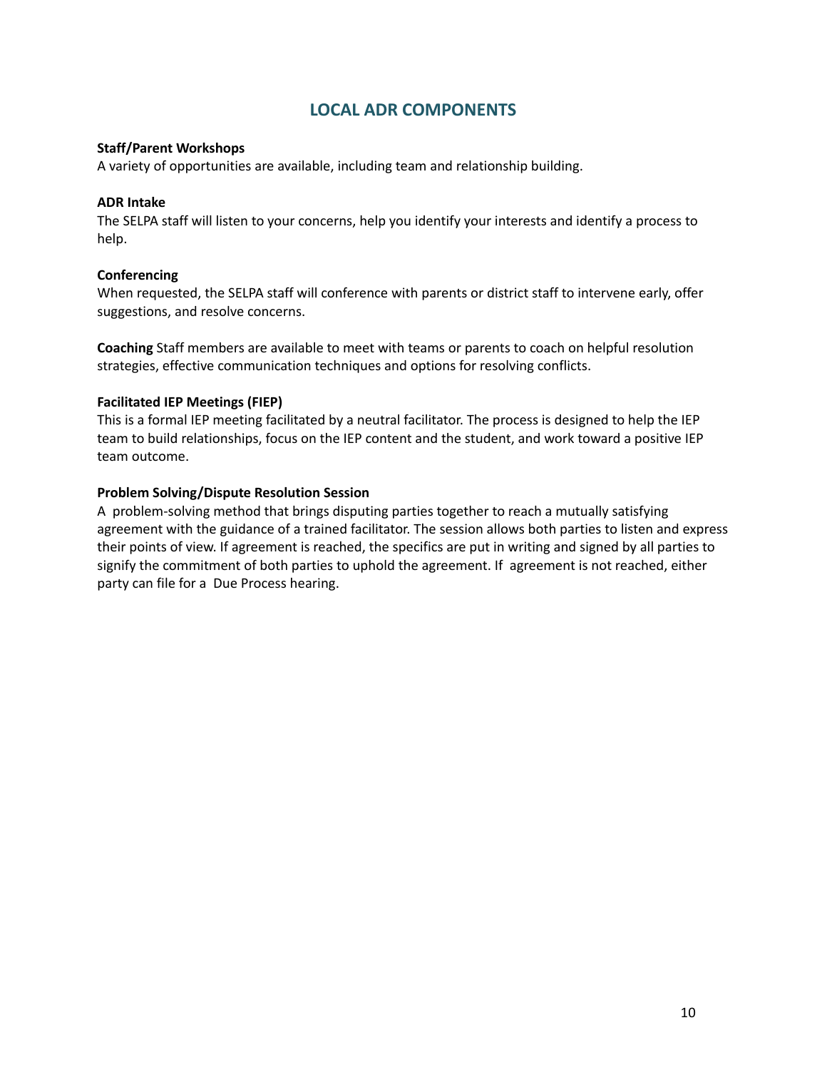## LOCAL ADR COMPONENTS

**Staff/Parent Workshops**
A variety of opportunities are available, including team and relationship building.

**ADR Intake**
The SELPA staff will listen to your concerns, help you identify your interests and identify a process to help.

**Conferencing**
When requested, the SELPA staff will conference with parents or district staff to intervene early, offer suggestions, and resolve concerns.

**Coaching** Staff members are available to meet with teams or parents to coach on helpful resolution strategies, effective communication techniques and options for resolving conflicts.

**Facilitated IEP Meetings (FIEP)**
This is a formal IEP meeting facilitated by a neutral facilitator. The process is designed to help the IEP team to build relationships, focus on the IEP content and the student, and work toward a positive IEP team outcome.

**Problem Solving/Dispute Resolution Session**
A problem-solving method that brings disputing parties together to reach a mutually satisfying agreement with the guidance of a trained facilitator. The session allows both parties to listen and express their points of view. If agreement is reached, the specifics are put in writing and signed by all parties to signify the commitment of both parties to uphold the agreement. If agreement is not reached, either party can file for a Due Process hearing.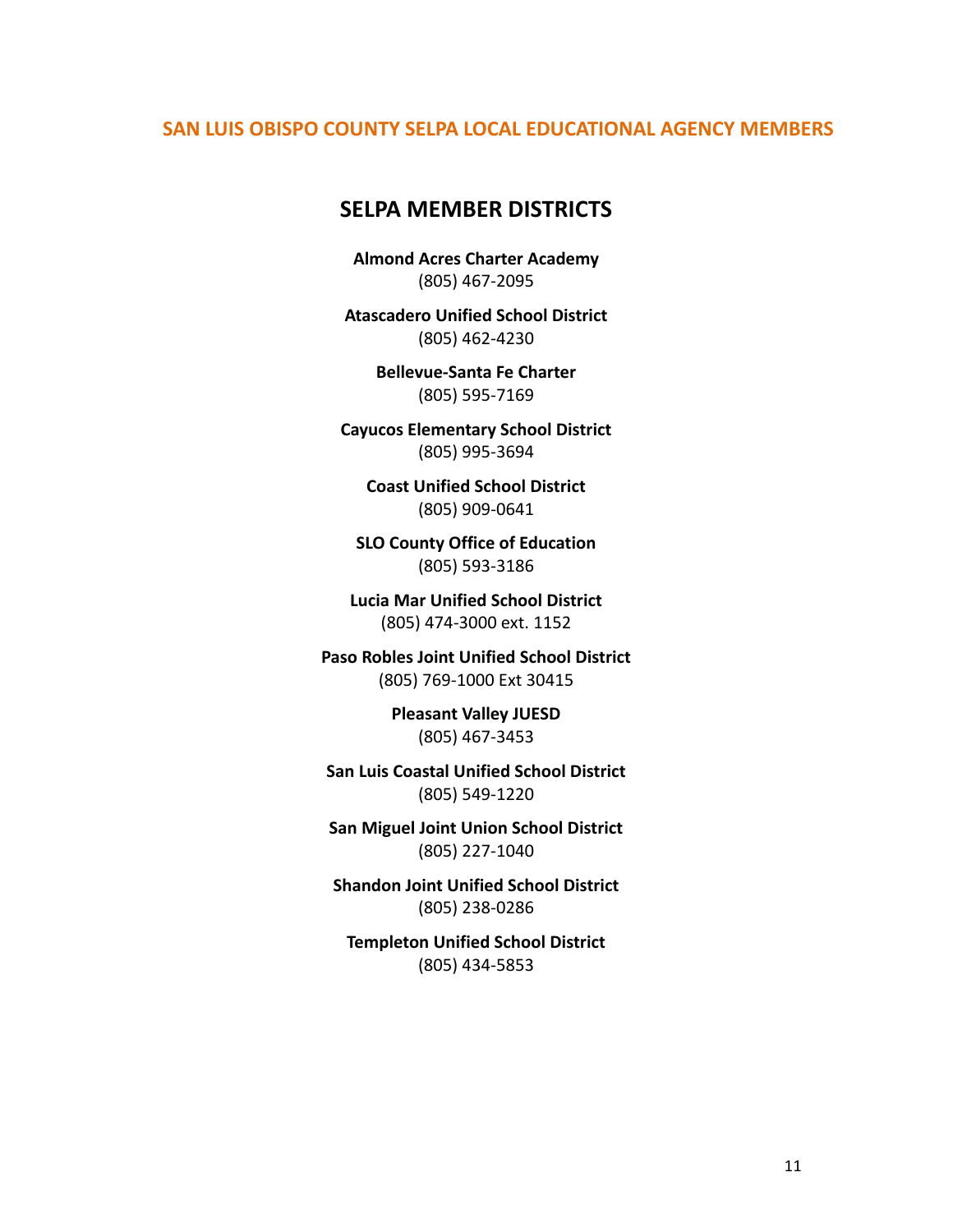## SAN LUIS OBISPO COUNTY SELPA LOCAL EDUCATIONAL AGENCY MEMBERS

### SELPA MEMBER DISTRICTS

**Almond Acres Charter Academy**
(805) 467-2095

**Atascadero Unified School District**
(805) 462-4230

**Bellevue-Santa Fe Charter**
(805) 595-7169

**Cayucos Elementary School District**
(805) 995-3694

**Coast Unified School District**
(805) 909-0641

**SLO County Office of Education**
(805) 593-3186

**Lucia Mar Unified School District**
(805) 474-3000 ext. 1152

**Paso Robles Joint Unified School District**
(805) 769-1000 Ext 30415

**Pleasant Valley JUESD**
(805) 467-3453

**San Luis Coastal Unified School District**
(805) 549-1220

**San Miguel Joint Union School District**
(805) 227-1040

**Shandon Joint Unified School District**
(805) 238-0286

**Templeton Unified School District**
(805) 434-5853